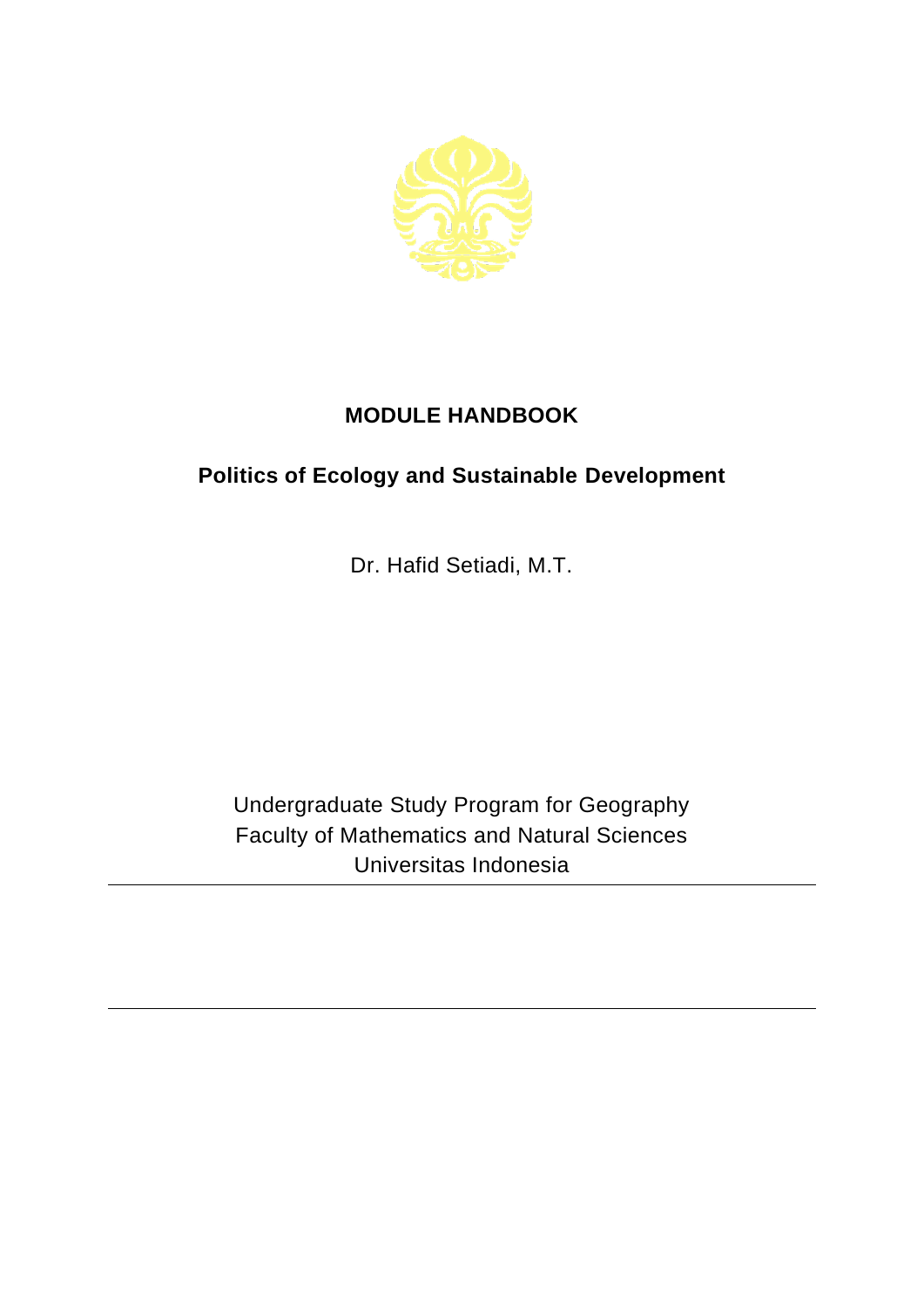# MODULE HANDBOOK

## Politics of Ecology and Sustainable Development

Dr. Hafid Setiadi, M.T.

Undergraduate Study Program for Geography
Faculty of Mathematics and Natural Sciences
Universitas Indonesia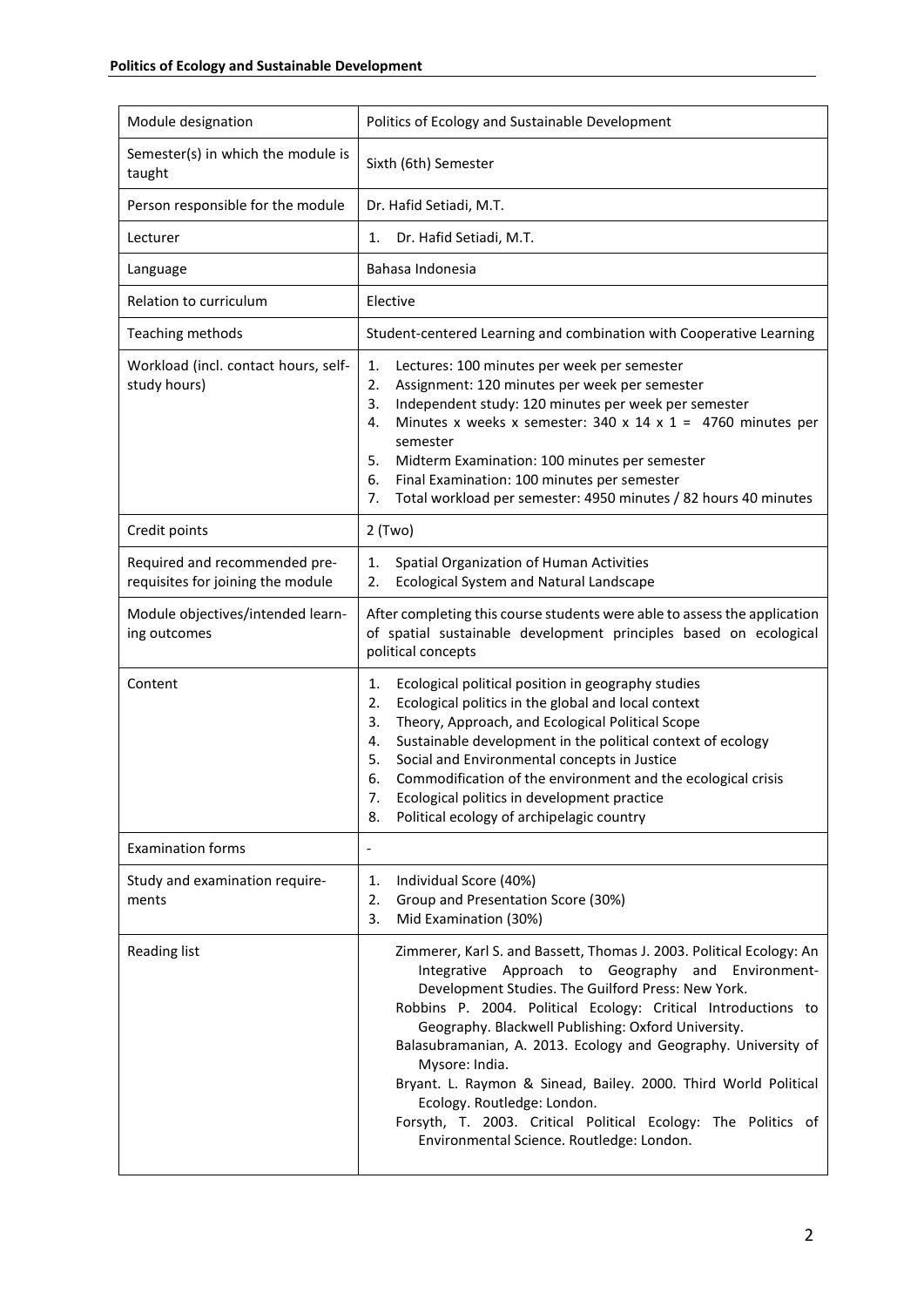| | |
|---|---|
| Module designation | Politics of Ecology and Sustainable Development |
| Semester(s) in which the module is taught | Sixth (6th) Semester |
| Person responsible for the module | Dr. Hafid Setiadi, M.T. |
| Lecturer | 1. Dr. Hafid Setiadi, M.T. |
| Language | Bahasa Indonesia |
| Relation to curriculum | Elective |
| Teaching methods | Student-centered Learning and combination with Cooperative Learning |
| Workload (incl. contact hours, self-study hours) | 1. Lectures: 100 minutes per week per semester<br>2. Assignment: 120 minutes per week per semester<br>3. Independent study: 120 minutes per week per semester<br>4. Minutes x weeks x semester: 340 x 14 x 1 = 4760 minutes per semester<br>5. Midterm Examination: 100 minutes per semester<br>6. Final Examination: 100 minutes per semester<br>7. Total workload per semester: 4950 minutes / 82 hours 40 minutes |
| Credit points | 2 (Two) |
| Required and recommended pre-requisites for joining the module | 1. Spatial Organization of Human Activities<br>2. Ecological System and Natural Landscape |
| Module objectives/intended learning outcomes | After completing this course students were able to assess the application of spatial sustainable development principles based on ecological political concepts |
| Content | 1. Ecological political position in geography studies<br>2. Ecological politics in the global and local context<br>3. Theory, Approach, and Ecological Political Scope<br>4. Sustainable development in the political context of ecology<br>5. Social and Environmental concepts in Justice<br>6. Commodification of the environment and the ecological crisis<br>7. Ecological politics in development practice<br>8. Political ecology of archipelagic country |
| Examination forms | - |
| Study and examination requirements | 1. Individual Score (40%)<br>2. Group and Presentation Score (30%)<br>3. Mid Examination (30%) |
| Reading list | Zimmerer, Karl S. and Bassett, Thomas J. 2003. Political Ecology: An Integrative Approach to Geography and Environment-Development Studies. The Guilford Press: New York.<br>Robbins P. 2004. Political Ecology: Critical Introductions to Geography. Blackwell Publishing: Oxford University.<br>Balasubramanian, A. 2013. Ecology and Geography. University of Mysore: India.<br>Bryant. L. Raymon & Sinead, Bailey. 2000. Third World Political Ecology. Routledge: London.<br>Forsyth, T. 2003. Critical Political Ecology: The Politics of Environmental Science. Routledge: London. |